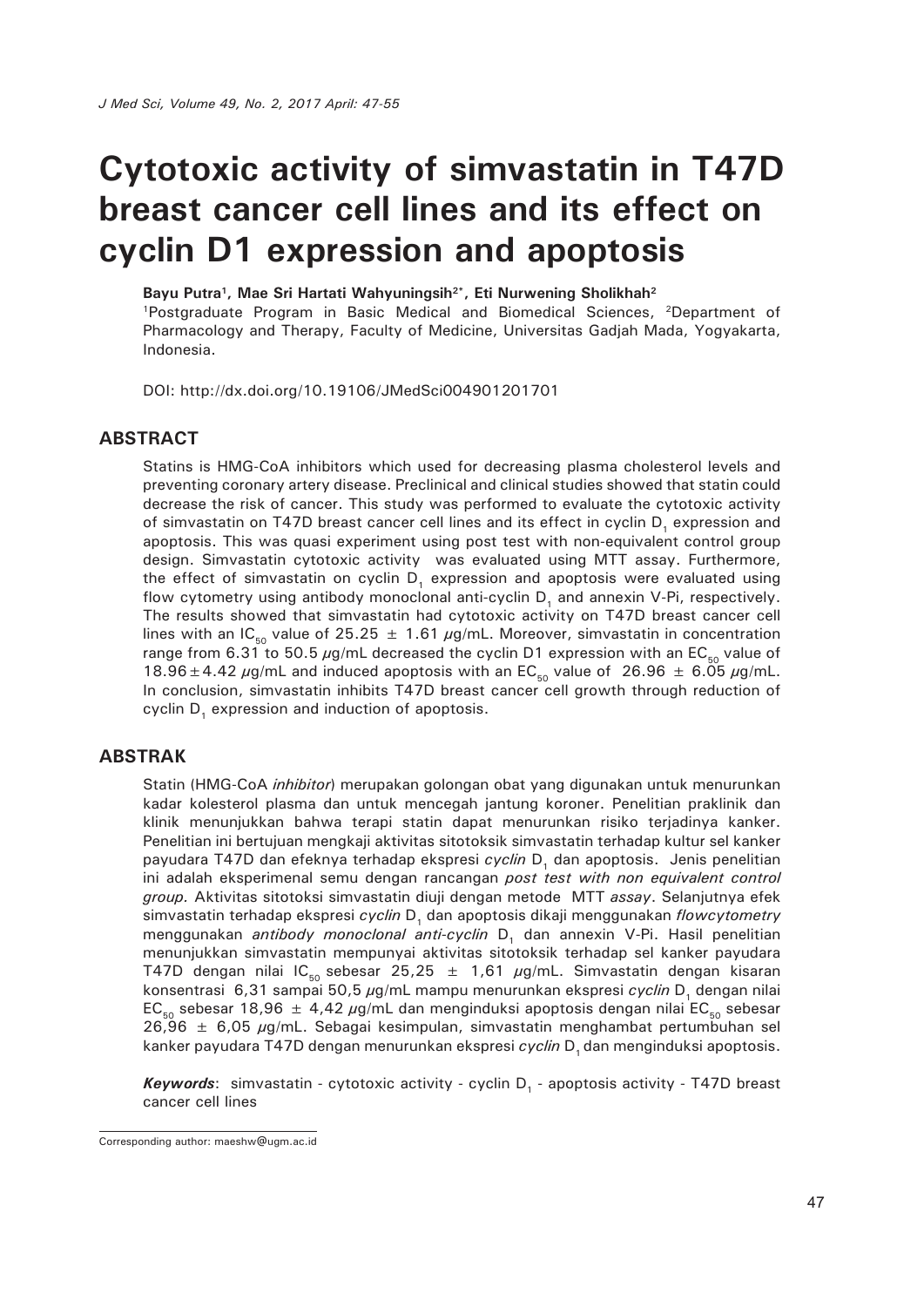# Cytotoxic activity of simvastatin in T47D breast cancer cell lines and its effect on cyclin D1 expression and apoptosis

**Bayu Putra[1], Mae Sri Hartati Wahyuningsih[2*], Eti Nurwening Sholikhah[2]**

[1]Postgraduate Program in Basic Medical and Biomedical Sciences, [2]Department of Pharmacology and Therapy, Faculty of Medicine, Universitas Gadjah Mada, Yogyakarta, Indonesia.

DOI: http://dx.doi.org/10.19106/JMedSci004901201701

## ABSTRACT

Statins is HMG-CoA inhibitors which used for decreasing plasma cholesterol levels and preventing coronary artery disease. Preclinical and clinical studies showed that statin could decrease the risk of cancer. This study was performed to evaluate the cytotoxic activity of simvastatin on T47D breast cancer cell lines and its effect in cyclin $D_1$ expression and apoptosis. This was quasi experiment using post test with non-equivalent control group design. Simvastatin cytotoxic activity was evaluated using MTT assay. Furthermore, the effect of simvastatin on cyclin $D_1$ expression and apoptosis were evaluated using flow cytometry using antibody monoclonal anti-cyclin $D_1$ and annexin V-Pi, respectively. The results showed that simvastatin had cytotoxic activity on T47D breast cancer cell lines with an $IC_{50}$ value of 25.25 ± 1.61 $\mu$g/mL. Moreover, simvastatin in concentration range from 6.31 to 50.5 $\mu$g/mL decreased the cyclin D1 expression with an $EC_{50}$ value of 18.96 ± 4.42 $\mu$g/mL and induced apoptosis with an $EC_{50}$ value of 26.96 ± 6.05 $\mu$g/mL. In conclusion, simvastatin inhibits T47D breast cancer cell growth through reduction of cyclin $D_1$ expression and induction of apoptosis.

## ABSTRAK

Statin (HMG-CoA *inhibitor*) merupakan golongan obat yang digunakan untuk menurunkan kadar kolesterol plasma dan untuk mencegah jantung koroner. Penelitian praklinik dan klinik menunjukkan bahwa terapi statin dapat menurunkan risiko terjadinya kanker. Penelitian ini bertujuan mengkaji aktivitas sitotoksik simvastatin terhadap kultur sel kanker payudara T47D dan efeknya terhadap ekspresi *cyclin* $D_1$ dan apoptosis. Jenis penelitian ini adalah eksperimental semu dengan rancangan *post test with non equivalent control group.* Aktivitas sitotoksi simvastatin diuji dengan metode MTT *assay*. Selanjutnya efek simvastatin terhadap ekspresi *cyclin* $D_1$ dan apoptosis dikaji menggunakan *flowcytometry* menggunakan *antibody monoclonal anti-cyclin* $D_1$ dan annexin V-Pi. Hasil penelitian menunjukkan simvastatin mempunyai aktivitas sitotoksik terhadap sel kanker payudara T47D dengan nilai $IC_{50}$ sebesar 25,25 ± 1,61 $\mu$g/mL. Simvastatin dengan kisaran konsentrasi 6,31 sampai 50,5 $\mu$g/mL mampu menurunkan ekspresi *cyclin* $D_1$ dengan nilai $EC_{50}$ sebesar 18,96 ± 4,42 $\mu$g/mL dan menginduksi apoptosis dengan nilai $EC_{50}$ sebesar 26,96 ± 6,05 $\mu$g/mL. Sebagai kesimpulan, simvastatin menghambat pertumbuhan sel kanker payudara T47D dengan menurunkan ekspresi *cyclin* $D_1$ dan menginduksi apoptosis.

***Keywords***: simvastatin - cytotoxic activity - cyclin $D_1$ - apoptosis activity - T47D breast cancer cell lines

Corresponding author: maeshw@ugm.ac.id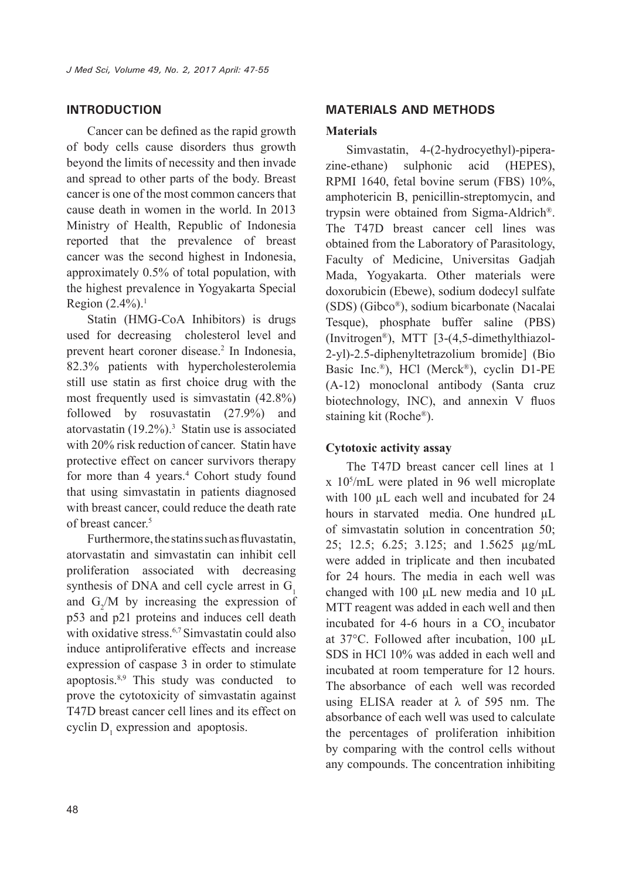## INTRODUCTION

Cancer can be defined as the rapid growth of body cells cause disorders thus growth beyond the limits of necessity and then invade and spread to other parts of the body. Breast cancer is one of the most common cancers that cause death in women in the world. In 2013 Ministry of Health, Republic of Indonesia reported that the prevalence of breast cancer was the second highest in Indonesia, approximately 0.5% of total population, with the highest prevalence in Yogyakarta Special Region (2.4%).[1]

Statin (HMG-CoA Inhibitors) is drugs used for decreasing cholesterol level and prevent heart coroner disease.[2] In Indonesia, 82.3% patients with hypercholesterolemia still use statin as first choice drug with the most frequently used is simvastatin (42.8%) followed by rosuvastatin (27.9%) and atorvastatin (19.2%).[3] Statin use is associated with 20% risk reduction of cancer. Statin have protective effect on cancer survivors therapy for more than 4 years.[4] Cohort study found that using simvastatin in patients diagnosed with breast cancer, could reduce the death rate of breast cancer.[5]

Furthermore, the statins such as fluvastatin, atorvastatin and simvastatin can inhibit cell proliferation associated with decreasing synthesis of DNA and cell cycle arrest in $G_1$ and $G_2$/M by increasing the expression of p53 and p21 proteins and induces cell death with oxidative stress.[6,7] Simvastatin could also induce antiproliferative effects and increase expression of caspase 3 in order to stimulate apoptosis.[8,9] This study was conducted to prove the cytotoxicity of simvastatin against T47D breast cancer cell lines and its effect on cyclin $D_1$ expression and apoptosis.

## MATERIALS AND METHODS

### Materials

Simvastatin, 4-(2-hydrocyethyl)-piperazine-ethane) sulphonic acid (HEPES), RPMI 1640, fetal bovine serum (FBS) 10%, amphotericin B, penicillin-streptomycin, and trypsin were obtained from Sigma-Aldrich®. The T47D breast cancer cell lines was obtained from the Laboratory of Parasitology, Faculty of Medicine, Universitas Gadjah Mada, Yogyakarta. Other materials were doxorubicin (Ebewe), sodium dodecyl sulfate (SDS) (Gibco®), sodium bicarbonate (Nacalai Tesque), phosphate buffer saline (PBS) (Invitrogen®), MTT [3-(4,5-dimethylthiazol-2-yl)-2.5-diphenyltetrazolium bromide] (Bio Basic Inc.®), HCl (Merck®), cyclin D1-PE (A-12) monoclonal antibody (Santa cruz biotechnology, INC), and annexin V fluos staining kit (Roche®).

### Cytotoxic activity assay

The T47D breast cancer cell lines at 1 x $10^5$/mL were plated in 96 well microplate with 100 µL each well and incubated for 24 hours in starvated media. One hundred µL of simvastatin solution in concentration 50; 25; 12.5; 6.25; 3.125; and 1.5625 µg/mL were added in triplicate and then incubated for 24 hours. The media in each well was changed with 100 µL new media and 10 µL MTT reagent was added in each well and then incubated for 4-6 hours in a $CO_2$ incubator at 37°C. Followed after incubation, 100 µL SDS in HCl 10% was added in each well and incubated at room temperature for 12 hours. The absorbance of each well was recorded using ELISA reader at λ of 595 nm. The absorbance of each well was used to calculate the percentages of proliferation inhibition by comparing with the control cells without any compounds. The concentration inhibiting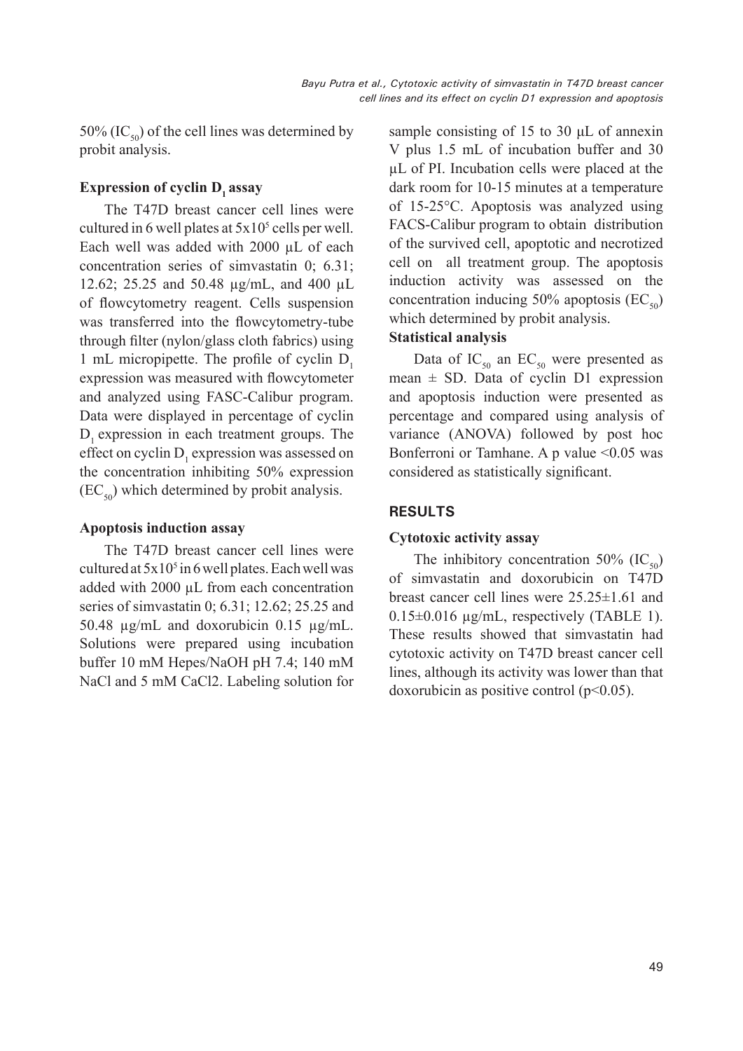50% ($IC_{50}$) of the cell lines was determined by probit analysis.

### Expression of cyclin $D_1$ assay

The T47D breast cancer cell lines were cultured in 6 well plates at $5x10^5$ cells per well. Each well was added with 2000 μL of each concentration series of simvastatin 0; 6.31; 12.62; 25.25 and 50.48 μg/mL, and 400 μL of flowcytometry reagent. Cells suspension was transferred into the flowcytometry-tube through filter (nylon/glass cloth fabrics) using 1 mL micropipette. The profile of cyclin $D_1$ expression was measured with flowcytometer and analyzed using FASC-Calibur program. Data were displayed in percentage of cyclin $D_1$ expression in each treatment groups. The effect on cyclin $D_1$ expression was assessed on the concentration inhibiting 50% expression ($EC_{50}$) which determined by probit analysis.

### Apoptosis induction assay

The T47D breast cancer cell lines were cultured at $5x10^5$ in 6 well plates. Each well was added with 2000 μL from each concentration series of simvastatin 0; 6.31; 12.62; 25.25 and 50.48 μg/mL and doxorubicin 0.15 μg/mL. Solutions were prepared using incubation buffer 10 mM Hepes/NaOH pH 7.4; 140 mM NaCl and 5 mM CaCl2. Labeling solution for sample consisting of 15 to 30 μL of annexin V plus 1.5 mL of incubation buffer and 30 μL of PI. Incubation cells were placed at the dark room for 10-15 minutes at a temperature of 15-25°C. Apoptosis was analyzed using FACS-Calibur program to obtain distribution of the survived cell, apoptotic and necrotized cell on all treatment group. The apoptosis induction activity was assessed on the concentration inducing 50% apoptosis ($EC_{50}$) which determined by probit analysis.

### Statistical analysis

Data of $IC_{50}$ an $EC_{50}$ were presented as mean ± SD. Data of cyclin D1 expression and apoptosis induction were presented as percentage and compared using analysis of variance (ANOVA) followed by post hoc Bonferroni or Tamhane. A p value <0.05 was considered as statistically significant.

## RESULTS

### Cytotoxic activity assay

The inhibitory concentration 50% ($IC_{50}$) of simvastatin and doxorubicin on T47D breast cancer cell lines were 25.25±1.61 and 0.15±0.016 μg/mL, respectively (TABLE 1). These results showed that simvastatin had cytotoxic activity on T47D breast cancer cell lines, although its activity was lower than that doxorubicin as positive control ($p<0.05$).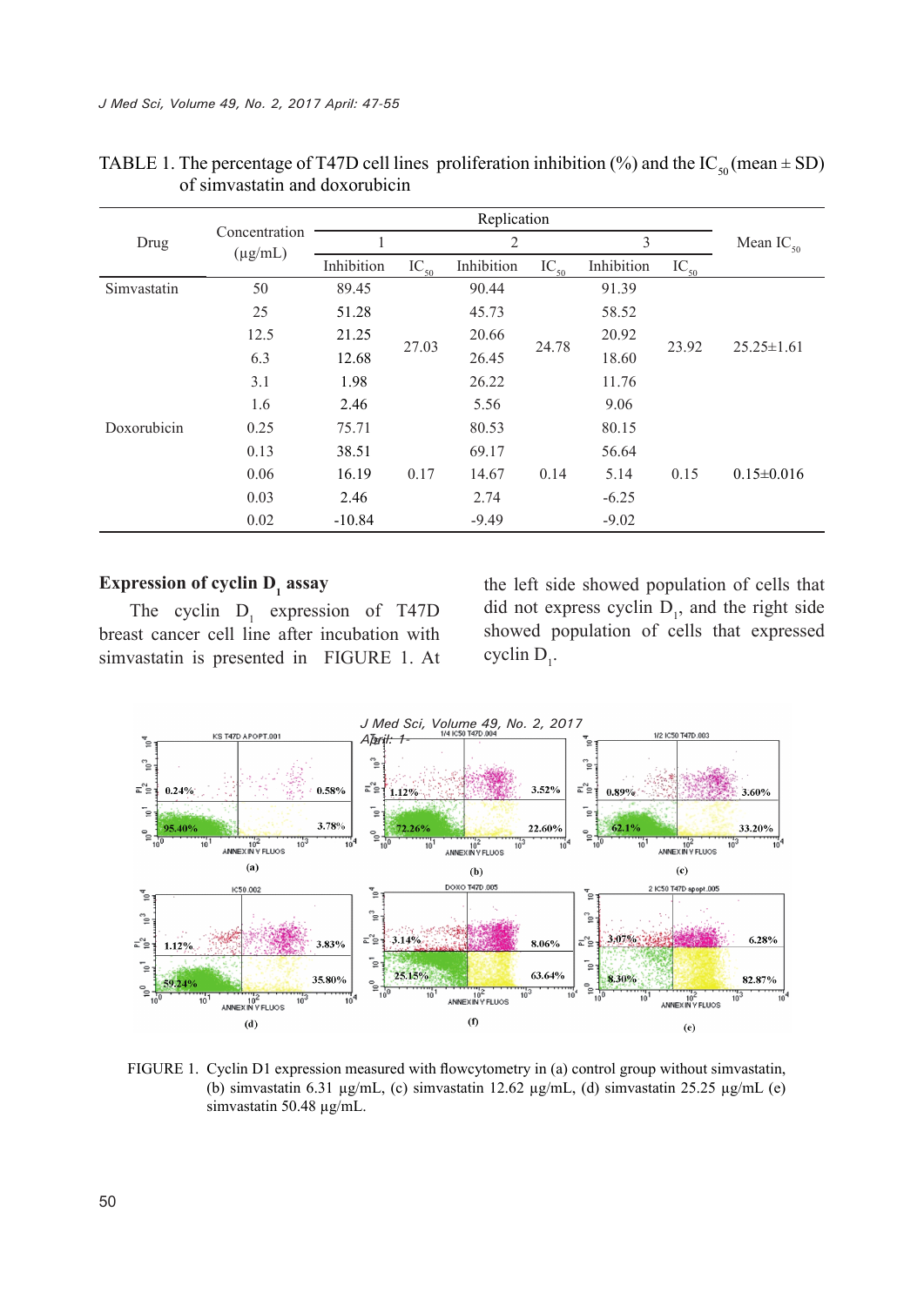TABLE 1. The percentage of T47D cell lines proliferation inhibition (%) and the $IC_{50}$ (mean ± SD) of simvastatin and doxorubicin

| Drug | Concentration (µg/mL) | Replication | | | | | | Mean $IC_{50}$ |
|---|---|---|---|---|---|---|---|---|
| | | 1 | | 2 | | 3 | | |
| | | Inhibition | $IC_{50}$ | Inhibition | $IC_{50}$ | Inhibition | $IC_{50}$ | |
| Simvastatin | 50 | 89.45 | 27.03 | 90.44 | 24.78 | 91.39 | 23.92 | 25.25±1.61 |
| | 25 | 51.28 | | 45.73 | | 58.52 | | |
| | 12.5 | 21.25 | | 20.66 | | 20.92 | | |
| | 6.3 | 12.68 | | 26.45 | | 18.60 | | |
| | 3.1 | 1.98 | | 26.22 | | 11.76 | | |
| | 1.6 | 2.46 | | 5.56 | | 9.06 | | |
| Doxorubicin | 0.25 | 75.71 | 0.17 | 80.53 | 0.14 | 80.15 | 0.15 | 0.15±0.016 |
| | 0.13 | 38.51 | | 69.17 | | 56.64 | | |
| | 0.06 | 16.19 | | 14.67 | | 5.14 | | |
| | 0.03 | 2.46 | | 2.74 | | -6.25 | | |
| | 0.02 | -10.84 | | -9.49 | | -9.02 | | |

### Expression of cyclin $D_1$ assay

The cyclin $D_1$ expression of T47D breast cancer cell line after incubation with simvastatin is presented in FIGURE 1. At the left side showed population of cells that did not express cyclin $D_1$, and the right side showed population of cells that expressed cyclin $D_1$.

FIGURE 1. Cyclin D1 expression measured with flowcytometry in (a) control group without simvastatin, (b) simvastatin 6.31 µg/mL, (c) simvastatin 12.62 µg/mL, (d) simvastatin 25.25 µg/mL (e) simvastatin 50.48 µg/mL.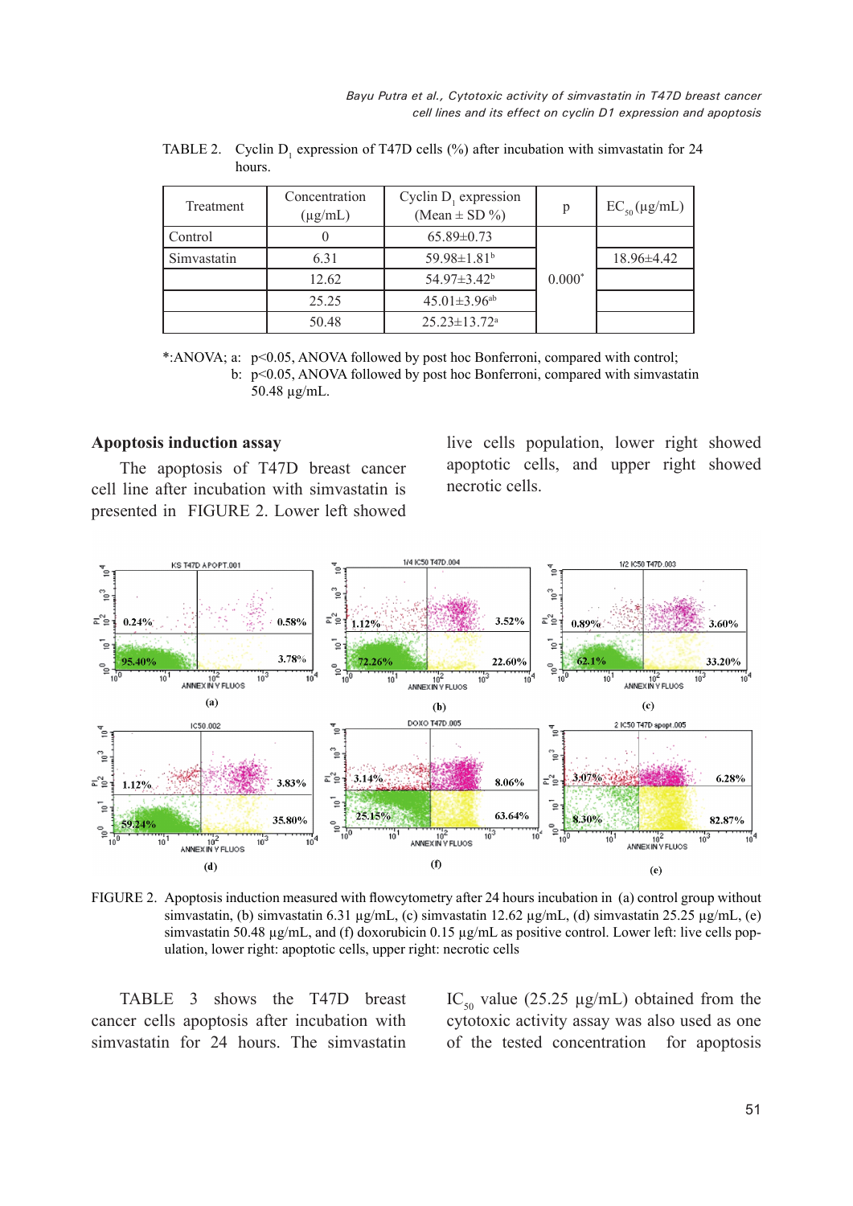TABLE 2. Cyclin $D_1$ expression of T47D cells (%) after incubation with simvastatin for 24 hours.

| Treatment | Concentration (μg/mL) | Cyclin $D_1$ expression (Mean ± SD %) | p | $EC_{50}$ (μg/mL) |
|---|---|---|---|---|
| Control | 0 | 65.89±0.73 | | |
| Simvastatin | 6.31 | 59.98±1.81$^{b}$ | | 18.96±4.42 |
| | 12.62 | 54.97±3.42$^{b}$ | 0.000* | |
| | 25.25 | 45.01±3.96$^{ab}$ | | |
| | 50.48 | 25.23±13.72$^{a}$ | | |

*:ANOVA; a: $p<0.05$, ANOVA followed by post hoc Bonferroni, compared with control;
b: $p<0.05$, ANOVA followed by post hoc Bonferroni, compared with simvastatin 50.48 μg/mL.

### Apoptosis induction assay

The apoptosis of T47D breast cancer cell line after incubation with simvastatin is presented in FIGURE 2. Lower left showed live cells population, lower right showed apoptotic cells, and upper right showed necrotic cells.

FIGURE 2. Apoptosis induction measured with flowcytometry after 24 hours incubation in (a) control group without simvastatin, (b) simvastatin 6.31 μg/mL, (c) simvastatin 12.62 μg/mL, (d) simvastatin 25.25 μg/mL, (e) simvastatin 50.48 μg/mL, and (f) doxorubicin 0.15 μg/mL as positive control. Lower left: live cells population, lower right: apoptotic cells, upper right: necrotic cells

TABLE 3 shows the T47D breast cancer cells apoptosis after incubation with simvastatin for 24 hours. The simvastatin $IC_{50}$ value (25.25 μg/mL) obtained from the cytotoxic activity assay was also used as one of the tested concentration for apoptosis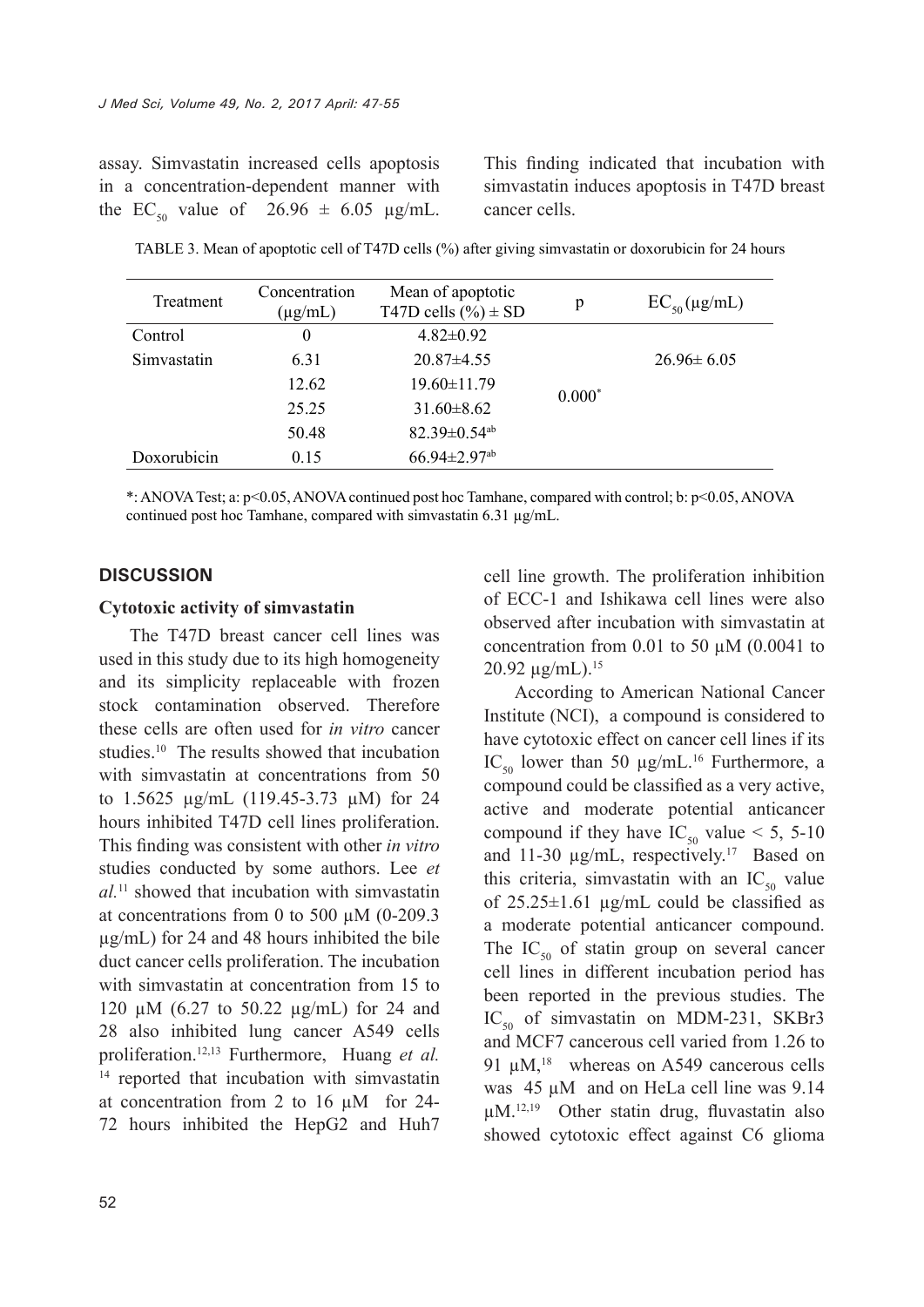assay. Simvastatin increased cells apoptosis in a concentration-dependent manner with the $EC_{50}$ value of 26.96 ± 6.05 μg/mL. This finding indicated that incubation with simvastatin induces apoptosis in T47D breast cancer cells.

TABLE 3. Mean of apoptotic cell of T47D cells (%) after giving simvastatin or doxorubicin for 24 hours

| Treatment | Concentration (μg/mL) | Mean of apoptotic T47D cells (%) ± SD | p | $EC_{50}$ (μg/mL) |
|---|---|---|---|---|
| Control | 0 | 4.82±0.92 | | |
| Simvastatin | 6.31 | 20.87±4.55 | | 26.96± 6.05 |
| | 12.62 | 19.60±11.79 | 0.000* | |
| | 25.25 | 31.60±8.62 | | |
| | 50.48 | 82.39±0.54[ab] | | |
| Doxorubicin | 0.15 | 66.94±2.97[ab] | | |

*: ANOVA Test; a: $p<0.05$, ANOVA continued post hoc Tamhane, compared with control; b: $p<0.05$, ANOVA continued post hoc Tamhane, compared with simvastatin 6.31 μg/mL.

## DISCUSSION

### Cytotoxic activity of simvastatin

The T47D breast cancer cell lines was used in this study due to its high homogeneity and its simplicity replaceable with frozen stock contamination observed. Therefore these cells are often used for *in vitro* cancer studies.[10] The results showed that incubation with simvastatin at concentrations from 50 to 1.5625 μg/mL (119.45-3.73 μM) for 24 hours inhibited T47D cell lines proliferation. This finding was consistent with other *in vitro* studies conducted by some authors. Lee *et al.*[11] showed that incubation with simvastatin at concentrations from 0 to 500 μM (0-209.3 μg/mL) for 24 and 48 hours inhibited the bile duct cancer cells proliferation. The incubation with simvastatin at concentration from 15 to 120 μM (6.27 to 50.22 μg/mL) for 24 and 28 also inhibited lung cancer A549 cells proliferation.[12,13] Furthermore, Huang *et al.*[14] reported that incubation with simvastatin at concentration from 2 to 16 μM for 24-72 hours inhibited the HepG2 and Huh7 cell line growth. The proliferation inhibition of ECC-1 and Ishikawa cell lines were also observed after incubation with simvastatin at concentration from 0.01 to 50 μM (0.0041 to 20.92 μg/mL).[15]

According to American National Cancer Institute (NCI), a compound is considered to have cytotoxic effect on cancer cell lines if its $IC_{50}$ lower than 50 μg/mL.[16] Furthermore, a compound could be classified as a very active, active and moderate potential anticancer compound if they have $IC_{50}$ value < 5, 5-10 and 11-30 μg/mL, respectively.[17] Based on this criteria, simvastatin with an $IC_{50}$ value of 25.25±1.61 μg/mL could be classified as a moderate potential anticancer compound. The $IC_{50}$ of statin group on several cancer cell lines in different incubation period has been reported in the previous studies. The $IC_{50}$ of simvastatin on MDM-231, SKBr3 and MCF7 cancerous cell varied from 1.26 to 91 μM,[18] whereas on A549 cancerous cells was 45 μM and on HeLa cell line was 9.14 μM.[12,19] Other statin drug, fluvastatin also showed cytotoxic effect against C6 glioma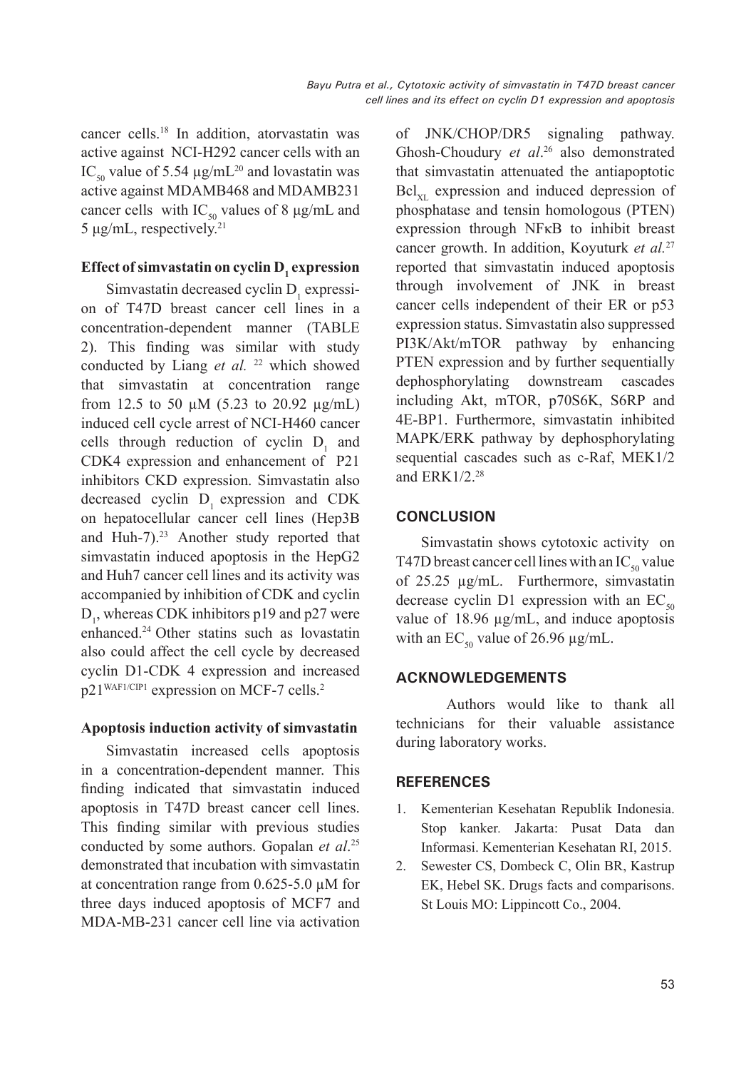cancer cells.[18] In addition, atorvastatin was active against NCI-H292 cancer cells with an $IC_{50}$ value of 5.54 μg/mL[20] and lovastatin was active against MDAMB468 and MDAMB231 cancer cells with $IC_{50}$ values of 8 μg/mL and 5 μg/mL, respectively.[21]

### Effect of simvastatin on cyclin $D_1$ expression

Simvastatin decreased cyclin $D_1$ expression of T47D breast cancer cell lines in a concentration-dependent manner (TABLE 2). This finding was similar with study conducted by Liang *et al.* [22] which showed that simvastatin at concentration range from 12.5 to 50 μM (5.23 to 20.92 μg/mL) induced cell cycle arrest of NCI-H460 cancer cells through reduction of cyclin $D_1$ and CDK4 expression and enhancement of P21 inhibitors CKD expression. Simvastatin also decreased cyclin $D_1$ expression and CDK on hepatocellular cancer cell lines (Hep3B and Huh-7).[23] Another study reported that simvastatin induced apoptosis in the HepG2 and Huh7 cancer cell lines and its activity was accompanied by inhibition of CDK and cyclin $D_1$, whereas CDK inhibitors p19 and p27 were enhanced.[24] Other statins such as lovastatin also could affect the cell cycle by decreased cyclin D1-CDK 4 expression and increased $p21^{WAF1/CIP1}$ expression on MCF-7 cells.[2]

### Apoptosis induction activity of simvastatin

Simvastatin increased cells apoptosis in a concentration-dependent manner. This finding indicated that simvastatin induced apoptosis in T47D breast cancer cell lines. This finding similar with previous studies conducted by some authors. Gopalan *et al*.[25] demonstrated that incubation with simvastatin at concentration range from 0.625-5.0 μM for three days induced apoptosis of MCF7 and MDA-MB-231 cancer cell line via activation of JNK/CHOP/DR5 signaling pathway. Ghosh-Choudury *et al*.[26] also demonstrated that simvastatin attenuated the antiapoptotic $Bcl_{XL}$ expression and induced depression of phosphatase and tensin homologous (PTEN) expression through NFκB to inhibit breast cancer growth. In addition, Koyuturk *et al.*[27] reported that simvastatin induced apoptosis through involvement of JNK in breast cancer cells independent of their ER or p53 expression status. Simvastatin also suppressed PI3K/Akt/mTOR pathway by enhancing PTEN expression and by further sequentially dephosphorylating downstream cascades including Akt, mTOR, p70S6K, S6RP and 4E-BP1. Furthermore, simvastatin inhibited MAPK/ERK pathway by dephosphorylating sequential cascades such as c-Raf, MEK1/2 and ERK1/2.[28]

## CONCLUSION

Simvastatin shows cytotoxic activity on T47D breast cancer cell lines with an $IC_{50}$ value of 25.25 μg/mL. Furthermore, simvastatin decrease cyclin D1 expression with an $EC_{50}$ value of 18.96 μg/mL, and induce apoptosis with an $EC_{50}$ value of 26.96 μg/mL.

## ACKNOWLEDGEMENTS

Authors would like to thank all technicians for their valuable assistance during laboratory works.

## REFERENCES

1. Kementerian Kesehatan Republik Indonesia. Stop kanker. Jakarta: Pusat Data dan Informasi. Kementerian Kesehatan RI, 2015.
2. Sewester CS, Dombeck C, Olin BR, Kastrup EK, Hebel SK. Drugs facts and comparisons. St Louis MO: Lippincott Co., 2004.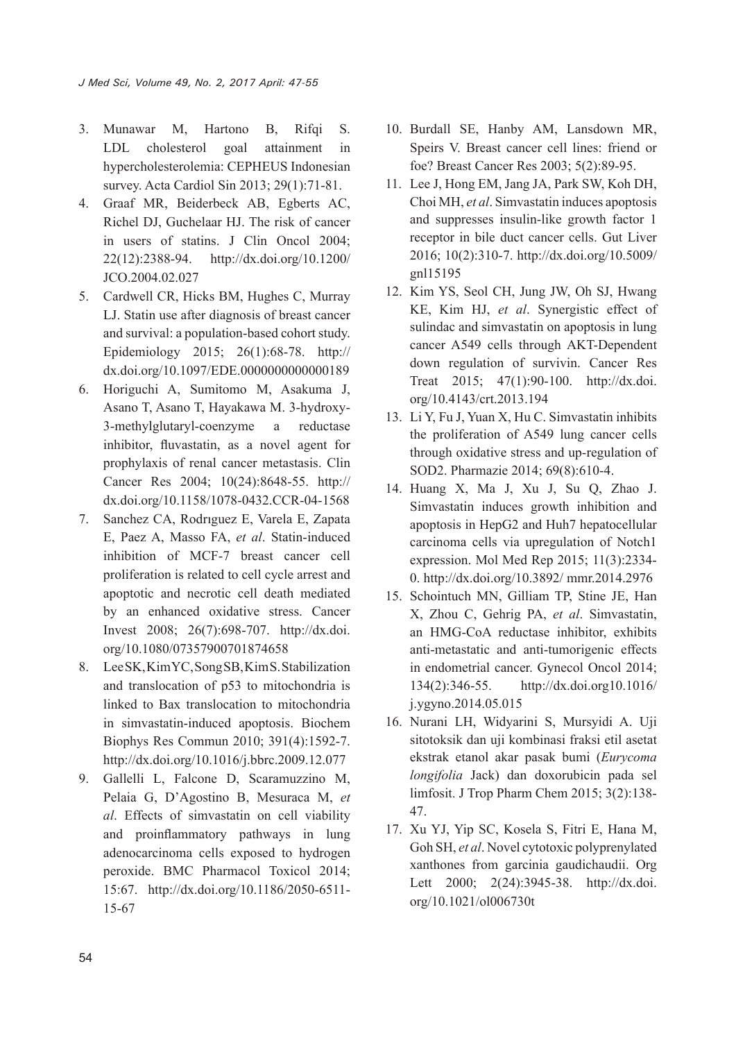3. Munawar M, Hartono B, Rifqi S. LDL cholesterol goal attainment in hypercholesterolemia: CEPHEUS Indonesian survey. Acta Cardiol Sin 2013; 29(1):71-81.
4. Graaf MR, Beiderbeck AB, Egberts AC, Richel DJ, Guchelaar HJ. The risk of cancer in users of statins. J Clin Oncol 2004; 22(12):2388-94. http://dx.doi.org/10.1200/JCO.2004.02.027
5. Cardwell CR, Hicks BM, Hughes C, Murray LJ. Statin use after diagnosis of breast cancer and survival: a population-based cohort study. Epidemiology 2015; 26(1):68-78. http://dx.doi.org/10.1097/EDE.0000000000000189
6. Horiguchi A, Sumitomo M, Asakuma J, Asano T, Asano T, Hayakawa M. 3-hydroxy-3-methylglutaryl-coenzyme a reductase inhibitor, fluvastatin, as a novel agent for prophylaxis of renal cancer metastasis. Clin Cancer Res 2004; 10(24):8648-55. http://dx.doi.org/10.1158/1078-0432.CCR-04-1568
7. Sanchez CA, Rodrıguez E, Varela E, Zapata E, Paez A, Masso FA, *et al*. Statin-induced inhibition of MCF-7 breast cancer cell proliferation is related to cell cycle arrest and apoptotic and necrotic cell death mediated by an enhanced oxidative stress. Cancer Invest 2008; 26(7):698-707. http://dx.doi.org/10.1080/07357900701874658
8. Lee SK, Kim YC, Song SB, Kim S. Stabilization and translocation of p53 to mitochondria is linked to Bax translocation to mitochondria in simvastatin-induced apoptosis. Biochem Biophys Res Commun 2010; 391(4):1592-7. http://dx.doi.org/10.1016/j.bbrc.2009.12.077
9. Gallelli L, Falcone D, Scaramuzzino M, Pelaia G, D'Agostino B, Mesuraca M, *et al*. Effects of simvastatin on cell viability and proinflammatory pathways in lung adenocarcinoma cells exposed to hydrogen peroxide. BMC Pharmacol Toxicol 2014; 15:67. http://dx.doi.org/10.1186/2050-6511-15-67
10. Burdall SE, Hanby AM, Lansdown MR, Speirs V. Breast cancer cell lines: friend or foe? Breast Cancer Res 2003; 5(2):89-95.
11. Lee J, Hong EM, Jang JA, Park SW, Koh DH, Choi MH, *et al*. Simvastatin induces apoptosis and suppresses insulin-like growth factor 1 receptor in bile duct cancer cells. Gut Liver 2016; 10(2):310-7. http://dx.doi.org/10.5009/gnl15195
12. Kim YS, Seol CH, Jung JW, Oh SJ, Hwang KE, Kim HJ, *et al*. Synergistic effect of sulindac and simvastatin on apoptosis in lung cancer A549 cells through AKT-Dependent down regulation of survivin. Cancer Res Treat 2015; 47(1):90-100. http://dx.doi.org/10.4143/crt.2013.194
13. Li Y, Fu J, Yuan X, Hu C. Simvastatin inhibits the proliferation of A549 lung cancer cells through oxidative stress and up-regulation of SOD2. Pharmazie 2014; 69(8):610-4.
14. Huang X, Ma J, Xu J, Su Q, Zhao J. Simvastatin induces growth inhibition and apoptosis in HepG2 and Huh7 hepatocellular carcinoma cells via upregulation of Notch1 expression. Mol Med Rep 2015; 11(3):2334-0. http://dx.doi.org/10.3892/ mmr.2014.2976
15. Schointuch MN, Gilliam TP, Stine JE, Han X, Zhou C, Gehrig PA, *et al*. Simvastatin, an HMG-CoA reductase inhibitor, exhibits anti-metastatic and anti-tumorigenic effects in endometrial cancer. Gynecol Oncol 2014; 134(2):346-55. http://dx.doi.org10.1016/j.ygyno.2014.05.015
16. Nurani LH, Widyarini S, Mursyidi A. Uji sitotoksik dan uji kombinasi fraksi etil asetat ekstrak etanol akar pasak bumi (*Eurycoma longifolia* Jack) dan doxorubicin pada sel limfosit. J Trop Pharm Chem 2015; 3(2):138-47.
17. Xu YJ, Yip SC, Kosela S, Fitri E, Hana M, Goh SH, *et al*. Novel cytotoxic polyprenylated xanthones from garcinia gaudichaudii. Org Lett 2000; 2(24):3945-38. http://dx.doi.org/10.1021/ol006730t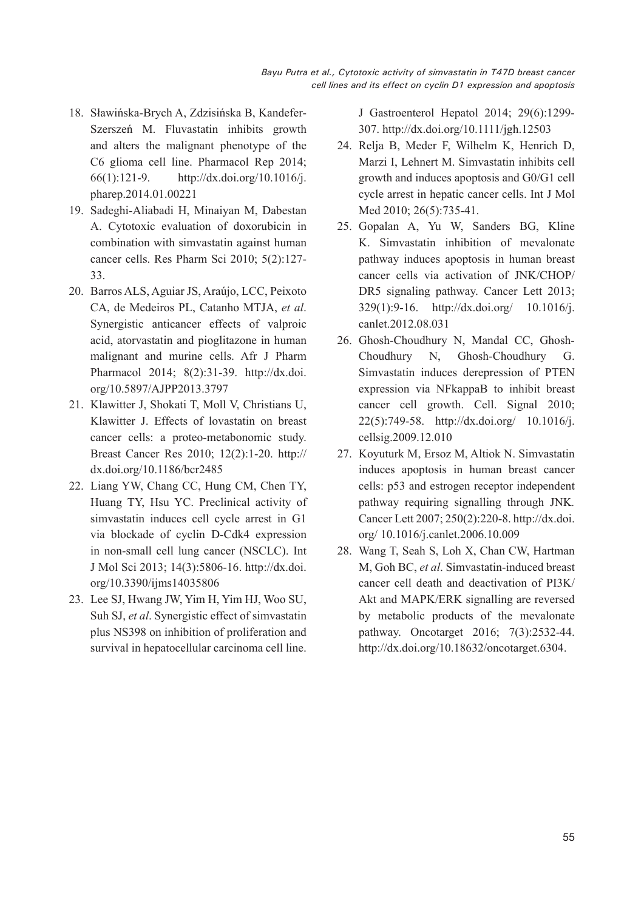18. Sławińska-Brych A, Zdzisińska B, Kandefer-Szerszeń M. Fluvastatin inhibits growth and alters the malignant phenotype of the C6 glioma cell line. Pharmacol Rep 2014; 66(1):121-9. http://dx.doi.org/10.1016/j.pharep.2014.01.00221
19. Sadeghi-Aliabadi H, Minaiyan M, Dabestan A. Cytotoxic evaluation of doxorubicin in combination with simvastatin against human cancer cells. Res Pharm Sci 2010; 5(2):127-33.
20. Barros ALS, Aguiar JS, Araújo, LCC, Peixoto CA, de Medeiros PL, Catanho MTJA, *et al*. Synergistic anticancer effects of valproic acid, atorvastatin and pioglitazone in human malignant and murine cells. Afr J Pharm Pharmacol 2014; 8(2):31-39. http://dx.doi.org/10.5897/AJPP2013.3797
21. Klawitter J, Shokati T, Moll V, Christians U, Klawitter J. Effects of lovastatin on breast cancer cells: a proteo-metabonomic study. Breast Cancer Res 2010; 12(2):1-20. http://dx.doi.org/10.1186/bcr2485
22. Liang YW, Chang CC, Hung CM, Chen TY, Huang TY, Hsu YC. Preclinical activity of simvastatin induces cell cycle arrest in G1 via blockade of cyclin D-Cdk4 expression in non-small cell lung cancer (NSCLC). Int J Mol Sci 2013; 14(3):5806-16. http://dx.doi.org/10.3390/ijms14035806
23. Lee SJ, Hwang JW, Yim H, Yim HJ, Woo SU, Suh SJ, *et al*. Synergistic effect of simvastatin plus NS398 on inhibition of proliferation and survival in hepatocellular carcinoma cell line. J Gastroenterol Hepatol 2014; 29(6):1299-307. http://dx.doi.org/10.1111/jgh.12503
24. Relja B, Meder F, Wilhelm K, Henrich D, Marzi I, Lehnert M. Simvastatin inhibits cell growth and induces apoptosis and G0/G1 cell cycle arrest in hepatic cancer cells. Int J Mol Med 2010; 26(5):735-41.
25. Gopalan A, Yu W, Sanders BG, Kline K. Simvastatin inhibition of mevalonate pathway induces apoptosis in human breast cancer cells via activation of JNK/CHOP/DR5 signaling pathway. Cancer Lett 2013; 329(1):9-16. http://dx.doi.org/ 10.1016/j.canlet.2012.08.031
26. Ghosh-Choudhury N, Mandal CC, Ghosh-Choudhury N, Ghosh-Choudhury G. Simvastatin induces derepression of PTEN expression via NFkappaB to inhibit breast cancer cell growth. Cell. Signal 2010; 22(5):749-58. http://dx.doi.org/ 10.1016/j.cellsig.2009.12.010
27. Koyuturk M, Ersoz M, Altiok N. Simvastatin induces apoptosis in human breast cancer cells: p53 and estrogen receptor independent pathway requiring signalling through JNK. Cancer Lett 2007; 250(2):220-8. http://dx.doi.org/ 10.1016/j.canlet.2006.10.009
28. Wang T, Seah S, Loh X, Chan CW, Hartman M, Goh BC, *et al*. Simvastatin-induced breast cancer cell death and deactivation of PI3K/Akt and MAPK/ERK signalling are reversed by metabolic products of the mevalonate pathway. Oncotarget 2016; 7(3):2532-44. http://dx.doi.org/10.18632/oncotarget.6304.